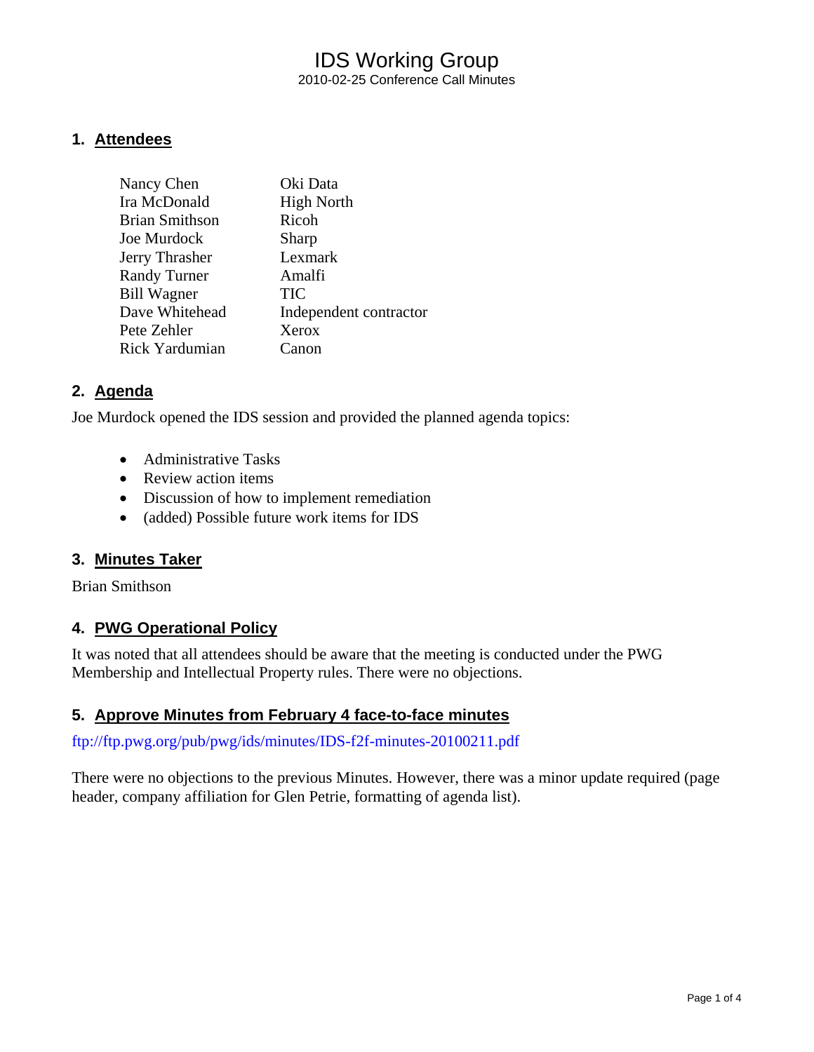# IDS Working Group

2010-02-25 Conference Call Minutes

## 1. Attendees

| | |
|---|---|
| Nancy Chen | Oki Data |
| Ira McDonald | High North |
| Brian Smithson | Ricoh |
| Joe Murdock | Sharp |
| Jerry Thrasher | Lexmark |
| Randy Turner | Amalfi |
| Bill Wagner | TIC |
| Dave Whitehead | Independent contractor |
| Pete Zehler | Xerox |
| Rick Yardumian | Canon |

## 2. Agenda

Joe Murdock opened the IDS session and provided the planned agenda topics:

- Administrative Tasks
- Review action items
- Discussion of how to implement remediation
- (added) Possible future work items for IDS

## 3. Minutes Taker

Brian Smithson

## 4. PWG Operational Policy

It was noted that all attendees should be aware that the meeting is conducted under the PWG Membership and Intellectual Property rules. There were no objections.

## 5. Approve Minutes from February 4 face-to-face minutes

ftp://ftp.pwg.org/pub/pwg/ids/minutes/IDS-f2f-minutes-20100211.pdf

There were no objections to the previous Minutes. However, there was a minor update required (page header, company affiliation for Glen Petrie, formatting of agenda list).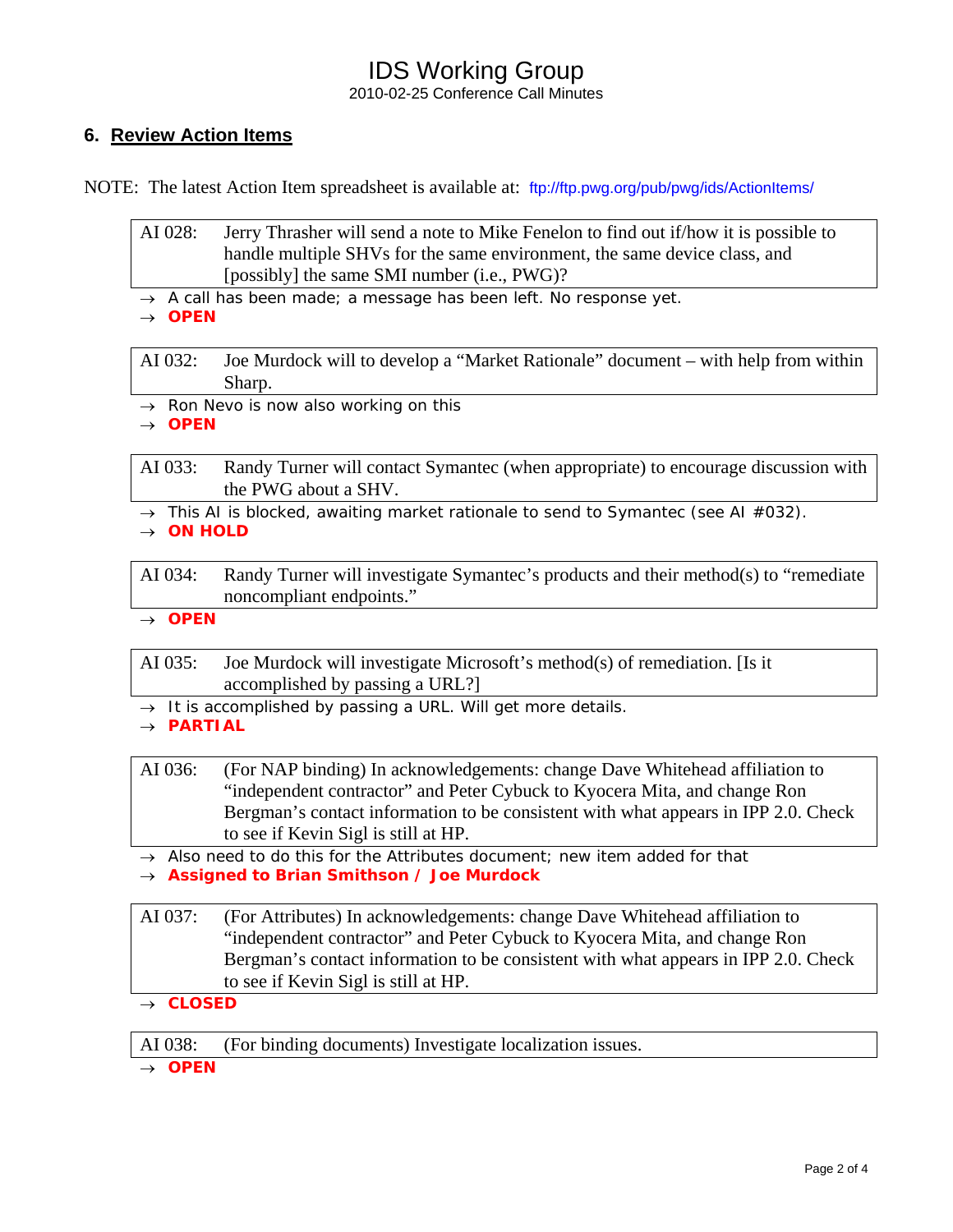## 6. Review Action Items

NOTE: The latest Action Item spreadsheet is available at: ftp://ftp.pwg.org/pub/pwg/ids/ActionItems/

| AI 028: | Jerry Thrasher will send a note to Mike Fenelon to find out if/how it is possible to handle multiple SHVs for the same environment, the same device class, and [possibly] the same SMI number (i.e., PWG)? |
|---|---|

→ A call has been made; a message has been left. No response yet.
→ **OPEN**

| AI 032: | Joe Murdock will to develop a "Market Rationale" document – with help from within Sharp. |
|---|---|

→ Ron Nevo is now also working on this
→ **OPEN**

| AI 033: | Randy Turner will contact Symantec (when appropriate) to encourage discussion with the PWG about a SHV. |
|---|---|

→ This AI is blocked, awaiting market rationale to send to Symantec (see AI #032).
→ **ON HOLD**

| AI 034: | Randy Turner will investigate Symantec's products and their method(s) to "remediate noncompliant endpoints." |
|---|---|

→ **OPEN**

| AI 035: | Joe Murdock will investigate Microsoft's method(s) of remediation. [Is it accomplished by passing a URL?] |
|---|---|

→ It is accomplished by passing a URL. Will get more details.
→ **PARTIAL**

| AI 036: | (For NAP binding) In acknowledgements: change Dave Whitehead affiliation to "independent contractor" and Peter Cybuck to Kyocera Mita, and change Ron Bergman's contact information to be consistent with what appears in IPP 2.0. Check to see if Kevin Sigl is still at HP. |
|---|---|

→ Also need to do this for the Attributes document; new item added for that
→ **Assigned to Brian Smithson / Joe Murdock**

| AI 037: | (For Attributes) In acknowledgements: change Dave Whitehead affiliation to "independent contractor" and Peter Cybuck to Kyocera Mita, and change Ron Bergman's contact information to be consistent with what appears in IPP 2.0. Check to see if Kevin Sigl is still at HP. |
|---|---|

→ **CLOSED**

| AI 038: | (For binding documents) Investigate localization issues. |
|---|---|

→ **OPEN**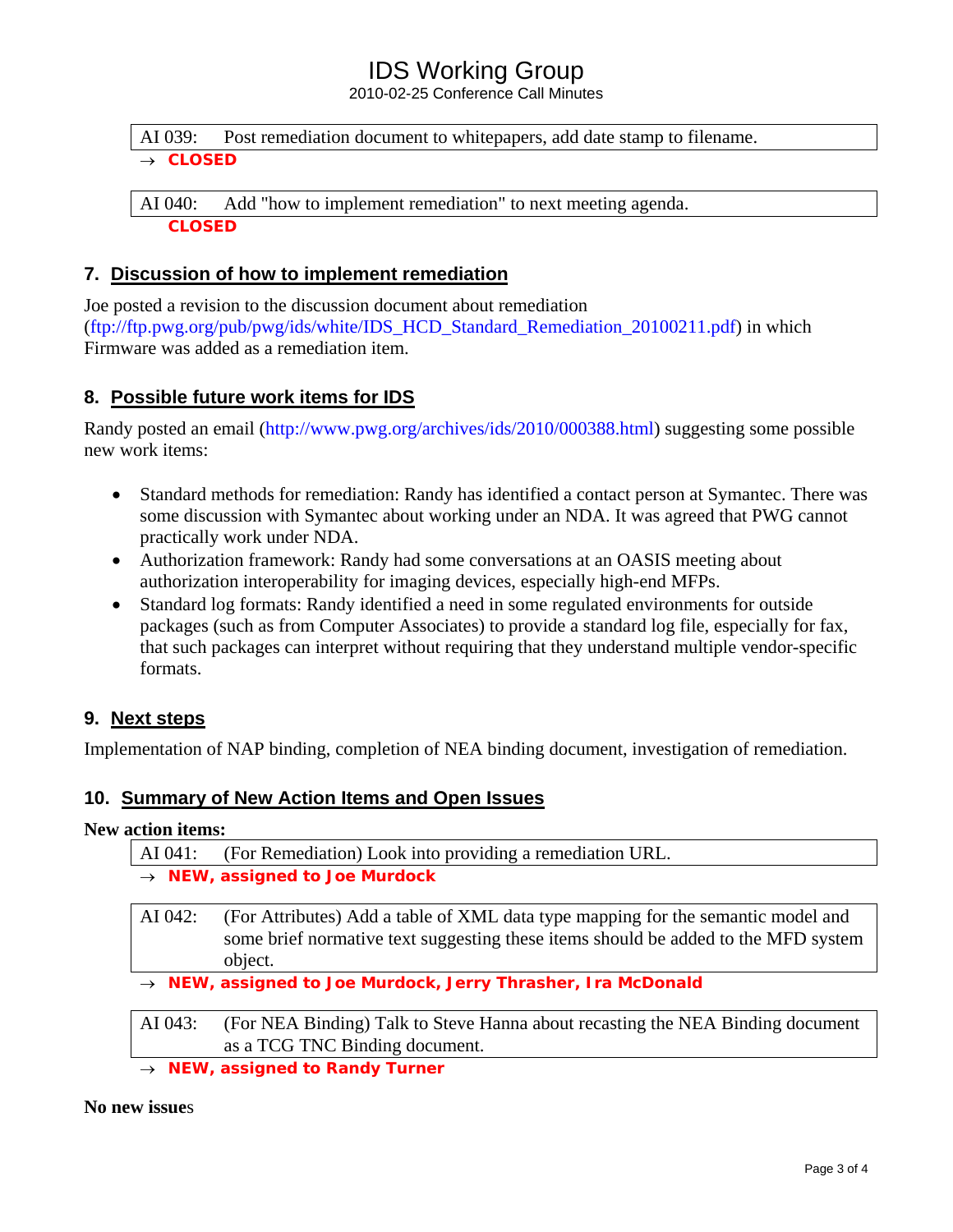| AI 039: | Post remediation document to whitepapers, add date stamp to filename. |
|---|---|

→ **CLOSED**

| AI 040: | Add "how to implement remediation" to next meeting agenda. |
|---|---|

**CLOSED**

## 7. Discussion of how to implement remediation

Joe posted a revision to the discussion document about remediation (ftp://ftp.pwg.org/pub/pwg/ids/white/IDS_HCD_Standard_Remediation_20100211.pdf) in which Firmware was added as a remediation item.

## 8. Possible future work items for IDS

Randy posted an email (http://www.pwg.org/archives/ids/2010/000388.html) suggesting some possible new work items:

- Standard methods for remediation: Randy has identified a contact person at Symantec. There was some discussion with Symantec about working under an NDA. It was agreed that PWG cannot practically work under NDA.
- Authorization framework: Randy had some conversations at an OASIS meeting about authorization interoperability for imaging devices, especially high-end MFPs.
- Standard log formats: Randy identified a need in some regulated environments for outside packages (such as from Computer Associates) to provide a standard log file, especially for fax, that such packages can interpret without requiring that they understand multiple vendor-specific formats.

## 9. Next steps

Implementation of NAP binding, completion of NEA binding document, investigation of remediation.

## 10. Summary of New Action Items and Open Issues

**New action items:**

| AI 041: | (For Remediation) Look into providing a remediation URL. |
|---|---|

→ **NEW, assigned to Joe Murdock**

| AI 042: | (For Attributes) Add a table of XML data type mapping for the semantic model and some brief normative text suggesting these items should be added to the MFD system object. |
|---|---|

→ **NEW, assigned to Joe Murdock, Jerry Thrasher, Ira McDonald**

| AI 043: | (For NEA Binding) Talk to Steve Hanna about recasting the NEA Binding document as a TCG TNC Binding document. |
|---|---|

→ **NEW, assigned to Randy Turner**

**No new issues**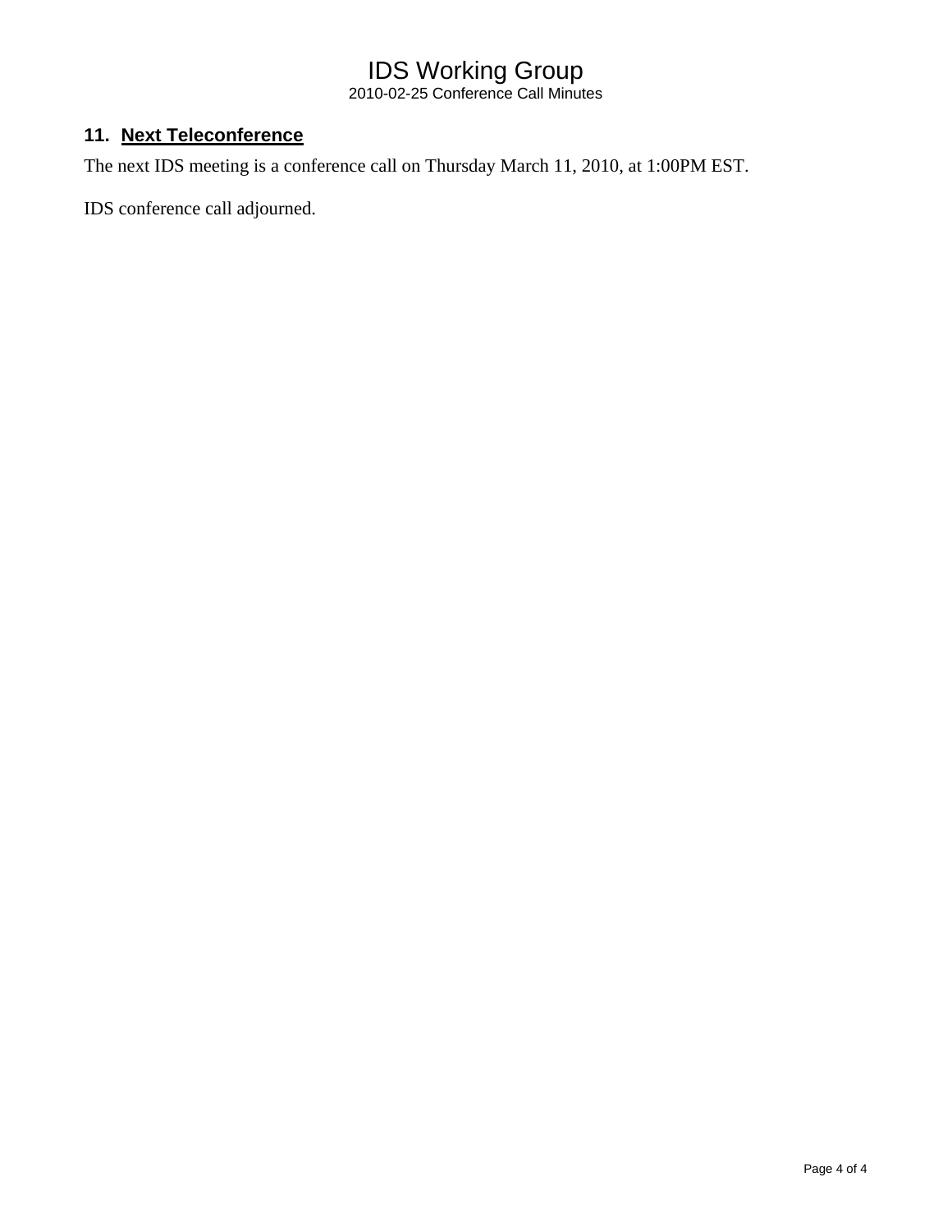## 11. Next Teleconference

The next IDS meeting is a conference call on Thursday March 11, 2010, at 1:00PM EST.

IDS conference call adjourned.